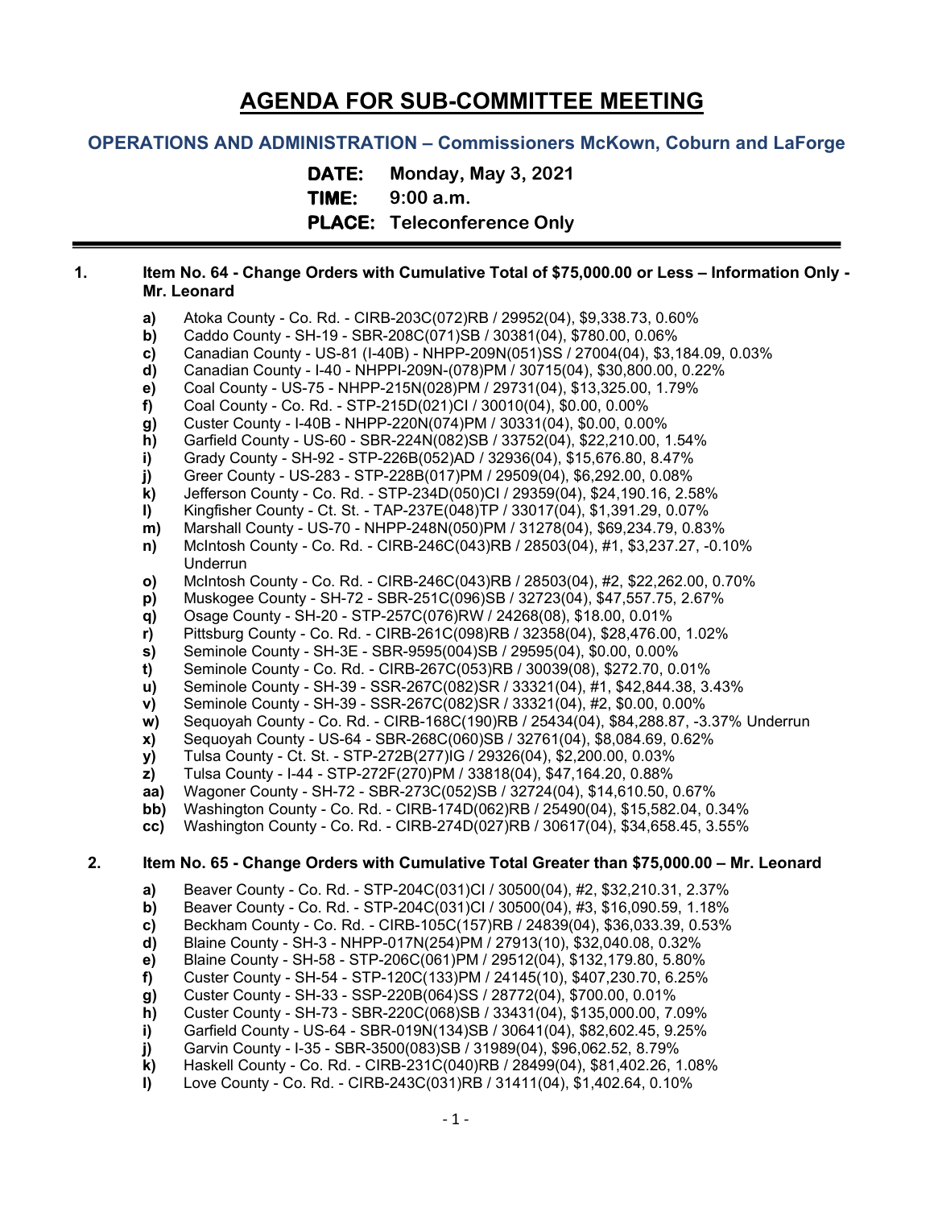# AGENDA FOR SUB-COMMITTEE MEETING

## OPERATIONS AND ADMINISTRATION – Commissioners McKown, Coburn and LaForge

**DATE:** Monday, May 3, 2021
**TIME:** 9:00 a.m.
**PLACE:** Teleconference Only

---

**1. Item No. 64 - Change Orders with Cumulative Total of $75,000.00 or Less – Information Only - Mr. Leonard**

- **a)** Atoka County - Co. Rd. - CIRB-203C(072)RB / 29952(04), $9,338.73, 0.60%
- **b)** Caddo County - SH-19 - SBR-208C(071)SB / 30381(04), $780.00, 0.06%
- **c)** Canadian County - US-81 (I-40B) - NHPP-209N(051)SS / 27004(04), $3,184.09, 0.03%
- **d)** Canadian County - I-40 - NHPPI-209N-(078)PM / 30715(04), $30,800.00, 0.22%
- **e)** Coal County - US-75 - NHPP-215N(028)PM / 29731(04), $13,325.00, 1.79%
- **f)** Coal County - Co. Rd. - STP-215D(021)CI / 30010(04), $0.00, 0.00%
- **g)** Custer County - I-40B - NHPP-220N(074)PM / 30331(04), $0.00, 0.00%
- **h)** Garfield County - US-60 - SBR-224N(082)SB / 33752(04), $22,210.00, 1.54%
- **i)** Grady County - SH-92 - STP-226B(052)AD / 32936(04), $15,676.80, 8.47%
- **j)** Greer County - US-283 - STP-228B(017)PM / 29509(04), $6,292.00, 0.08%
- **k)** Jefferson County - Co. Rd. - STP-234D(050)CI / 29359(04), $24,190.16, 2.58%
- **l)** Kingfisher County - Ct. St. - TAP-237E(048)TP / 33017(04), $1,391.29, 0.07%
- **m)** Marshall County - US-70 - NHPP-248N(050)PM / 31278(04), $69,234.79, 0.83%
- **n)** McIntosh County - Co. Rd. - CIRB-246C(043)RB / 28503(04), #1, $3,237.27, -0.10% Underrun
- **o)** McIntosh County - Co. Rd. - CIRB-246C(043)RB / 28503(04), #2, $22,262.00, 0.70%
- **p)** Muskogee County - SH-72 - SBR-251C(096)SB / 32723(04), $47,557.75, 2.67%
- **q)** Osage County - SH-20 - STP-257C(076)RW / 24268(08), $18.00, 0.01%
- **r)** Pittsburg County - Co. Rd. - CIRB-261C(098)RB / 32358(04), $28,476.00, 1.02%
- **s)** Seminole County - SH-3E - SBR-9595(004)SB / 29595(04), $0.00, 0.00%
- **t)** Seminole County - Co. Rd. - CIRB-267C(053)RB / 30039(08), $272.70, 0.01%
- **u)** Seminole County - SH-39 - SSR-267C(082)SR / 33321(04), #1, $42,844.38, 3.43%
- **v)** Seminole County - SH-39 - SSR-267C(082)SR / 33321(04), #2, $0.00, 0.00%
- **w)** Sequoyah County - Co. Rd. - CIRB-168C(190)RB / 25434(04), $84,288.87, -3.37% Underrun
- **x)** Sequoyah County - US-64 - SBR-268C(060)SB / 32761(04), $8,084.69, 0.62%
- **y)** Tulsa County - Ct. St. - STP-272B(277)IG / 29326(04), $2,200.00, 0.03%
- **z)** Tulsa County - I-44 - STP-272F(270)PM / 33818(04), $47,164.20, 0.88%
- **aa)** Wagoner County - SH-72 - SBR-273C(052)SB / 32724(04), $14,610.50, 0.67%
- **bb)** Washington County - Co. Rd. - CIRB-174D(062)RB / 25490(04), $15,582.04, 0.34%
- **cc)** Washington County - Co. Rd. - CIRB-274D(027)RB / 30617(04), $34,658.45, 3.55%

**2. Item No. 65 - Change Orders with Cumulative Total Greater than $75,000.00 – Mr. Leonard**

- **a)** Beaver County - Co. Rd. - STP-204C(031)CI / 30500(04), #2, $32,210.31, 2.37%
- **b)** Beaver County - Co. Rd. - STP-204C(031)CI / 30500(04), #3, $16,090.59, 1.18%
- **c)** Beckham County - Co. Rd. - CIRB-105C(157)RB / 24839(04), $36,033.39, 0.53%
- **d)** Blaine County - SH-3 - NHPP-017N(254)PM / 27913(10), $32,040.08, 0.32%
- **e)** Blaine County - SH-58 - STP-206C(061)PM / 29512(04), $132,179.80, 5.80%
- **f)** Custer County - SH-54 - STP-120C(133)PM / 24145(10), $407,230.70, 6.25%
- **g)** Custer County - SH-33 - SSP-220B(064)SS / 28772(04), $700.00, 0.01%
- **h)** Custer County - SH-73 - SBR-220C(068)SB / 33431(04), $135,000.00, 7.09%
- **i)** Garfield County - US-64 - SBR-019N(134)SB / 30641(04), $82,602.45, 9.25%
- **j)** Garvin County - I-35 - SBR-3500(083)SB / 31989(04), $96,062.52, 8.79%
- **k)** Haskell County - Co. Rd. - CIRB-231C(040)RB / 28499(04), $81,402.26, 1.08%
- **l)** Love County - Co. Rd. - CIRB-243C(031)RB / 31411(04), $1,402.64, 0.10%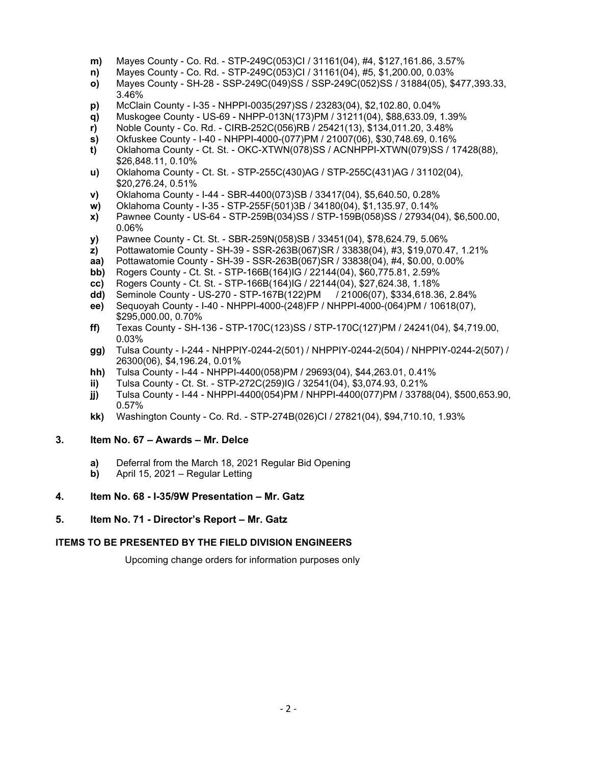- **m)** Mayes County - Co. Rd. - STP-249C(053)CI / 31161(04), #4, $127,161.86, 3.57%
- **n)** Mayes County - Co. Rd. - STP-249C(053)CI / 31161(04), #5, $1,200.00, 0.03%
- **o)** Mayes County - SH-28 - SSP-249C(049)SS / SSP-249C(052)SS / 31884(05), $477,393.33, 3.46%
- **p)** McClain County - I-35 - NHPPI-0035(297)SS / 23283(04), $2,102.80, 0.04%
- **q)** Muskogee County - US-69 - NHPP-013N(173)PM / 31211(04), $88,633.09, 1.39%
- **r)** Noble County - Co. Rd. - CIRB-252C(056)RB / 25421(13), $134,011.20, 3.48%
- **s)** Okfuskee County - I-40 - NHPPI-4000-(077)PM / 21007(06), $30,748.69, 0.16%
- **t)** Oklahoma County - Ct. St. - OKC-XTWN(078)SS / ACNHPPI-XTWN(079)SS / 17428(88), $26,848.11, 0.10%
- **u)** Oklahoma County - Ct. St. - STP-255C(430)AG / STP-255C(431)AG / 31102(04), $20,276.24, 0.51%
- **v)** Oklahoma County - I-44 - SBR-4400(073)SB / 33417(04), $5,640.50, 0.28%
- **w)** Oklahoma County - I-35 - STP-255F(501)3B / 34180(04), $1,135.97, 0.14%
- **x)** Pawnee County - US-64 - STP-259B(034)SS / STP-159B(058)SS / 27934(04), $6,500.00, 0.06%
- **y)** Pawnee County - Ct. St. - SBR-259N(058)SB / 33451(04), $78,624.79, 5.06%
- **z)** Pottawatomie County - SH-39 - SSR-263B(067)SR / 33838(04), #3, $19,070.47, 1.21%
- **aa)** Pottawatomie County - SH-39 - SSR-263B(067)SR / 33838(04), #4, $0.00, 0.00%
- **bb)** Rogers County - Ct. St. - STP-166B(164)IG / 22144(04), $60,775.81, 2.59%
- **cc)** Rogers County - Ct. St. - STP-166B(164)IG / 22144(04), $27,624.38, 1.18%
- **dd)** Seminole County - US-270 - STP-167B(122)PM / 21006(07), $334,618.36, 2.84%
- **ee)** Sequoyah County - I-40 - NHPPI-4000-(248)FP / NHPPI-4000-(064)PM / 10618(07), $295,000.00, 0.70%
- **ff)** Texas County - SH-136 - STP-170C(123)SS / STP-170C(127)PM / 24241(04), $4,719.00, 0.03%
- **gg)** Tulsa County - I-244 - NHPPIY-0244-2(501) / NHPPIY-0244-2(504) / NHPPIY-0244-2(507) / 26300(06), $4,196.24, 0.01%
- **hh)** Tulsa County - I-44 - NHPPI-4400(058)PM / 29693(04), $44,263.01, 0.41%
- **ii)** Tulsa County - Ct. St. - STP-272C(259)IG / 32541(04), $3,074.93, 0.21%
- **jj)** Tulsa County - I-44 - NHPPI-4400(054)PM / NHPPI-4400(077)PM / 33788(04), $500,653.90, 0.57%
- **kk)** Washington County - Co. Rd. - STP-274B(026)CI / 27821(04), $94,710.10, 1.93%

**3. Item No. 67 – Awards – Mr. Delce**

- **a)** Deferral from the March 18, 2021 Regular Bid Opening
- **b)** April 15, 2021 – Regular Letting

**4. Item No. 68 - I-35/9W Presentation – Mr. Gatz**

**5. Item No. 71 - Director's Report – Mr. Gatz**

**ITEMS TO BE PRESENTED BY THE FIELD DIVISION ENGINEERS**

Upcoming change orders for information purposes only